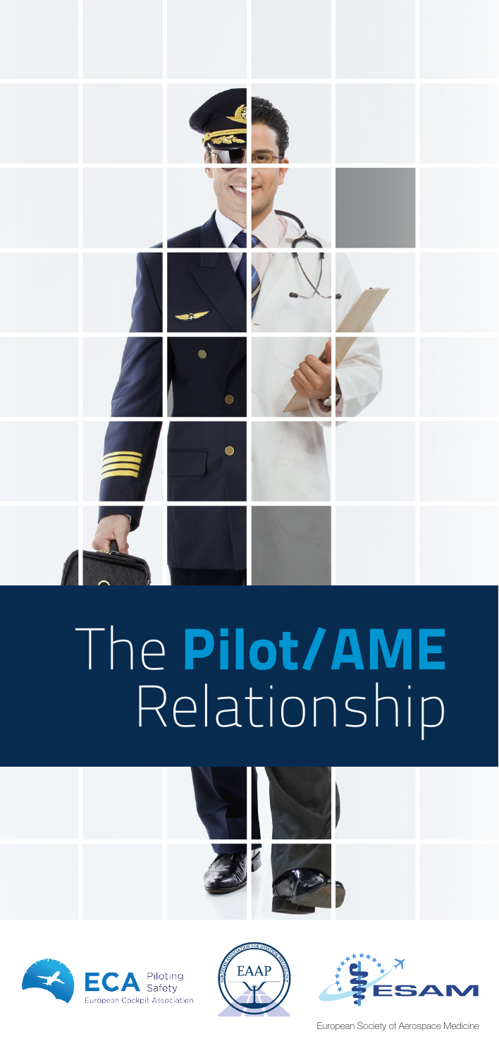# The **Pilot/AME** Relationship

ECA Piloting Safety
European Cockpit Association

EAAP

ESAM
European Society of Aerospace Medicine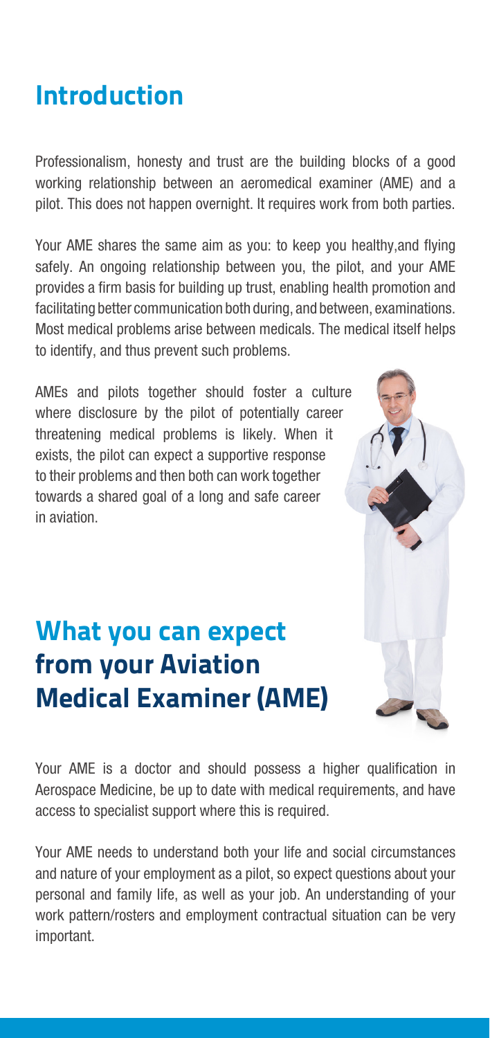## Introduction

Professionalism, honesty and trust are the building blocks of a good working relationship between an aeromedical examiner (AME) and a pilot. This does not happen overnight. It requires work from both parties.

Your AME shares the same aim as you: to keep you healthy,and flying safely. An ongoing relationship between you, the pilot, and your AME provides a firm basis for building up trust, enabling health promotion and facilitating better communication both during, and between, examinations. Most medical problems arise between medicals. The medical itself helps to identify, and thus prevent such problems.

AMEs and pilots together should foster a culture where disclosure by the pilot of potentially career threatening medical problems is likely. When it exists, the pilot can expect a supportive response to their problems and then both can work together towards a shared goal of a long and safe career in aviation.

## What you can expect from your Aviation Medical Examiner (AME)

Your AME is a doctor and should possess a higher qualification in Aerospace Medicine, be up to date with medical requirements, and have access to specialist support where this is required.

Your AME needs to understand both your life and social circumstances and nature of your employment as a pilot, so expect questions about your personal and family life, as well as your job. An understanding of your work pattern/rosters and employment contractual situation can be very important.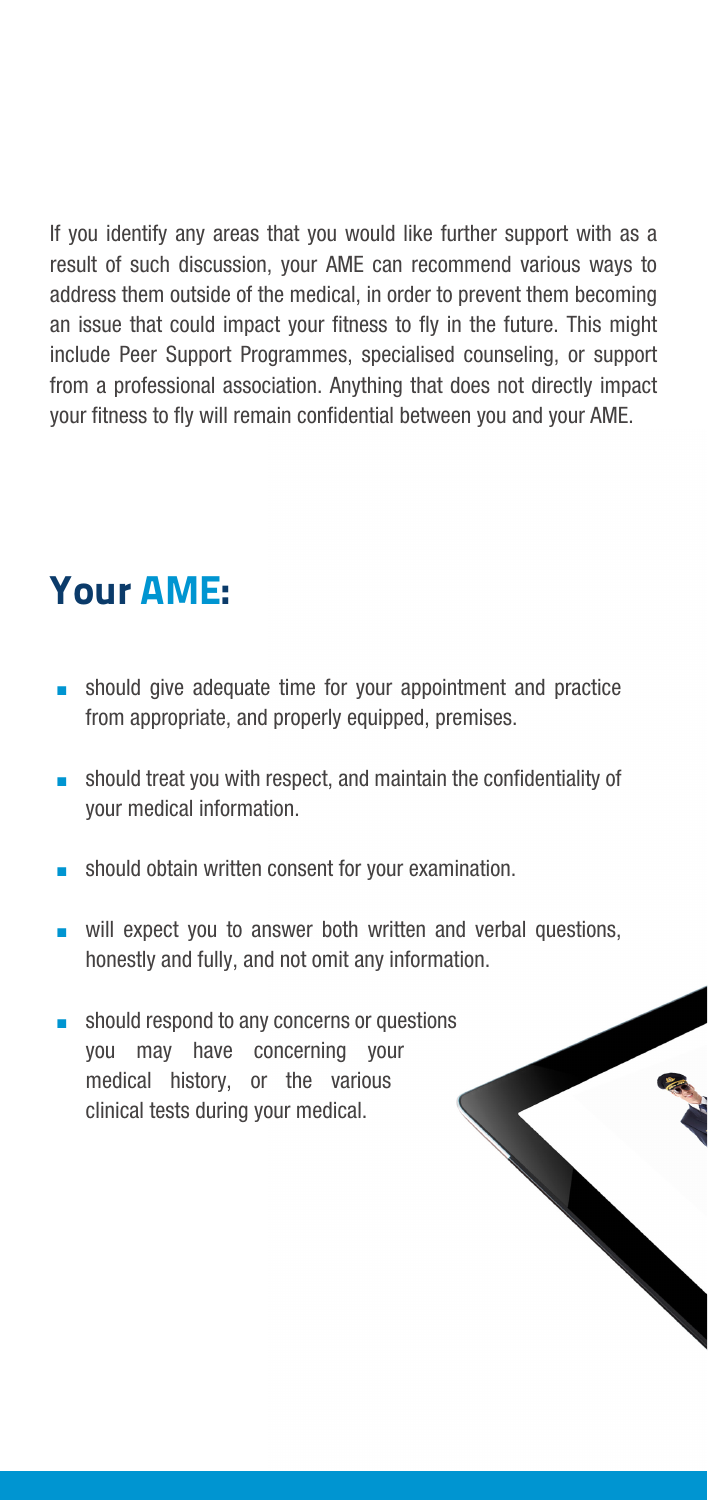If you identify any areas that you would like further support with as a result of such discussion, your AME can recommend various ways to address them outside of the medical, in order to prevent them becoming an issue that could impact your fitness to fly in the future. This might include Peer Support Programmes, specialised counseling, or support from a professional association. Anything that does not directly impact your fitness to fly will remain confidential between you and your AME.

## Your AME:

- should give adequate time for your appointment and practice from appropriate, and properly equipped, premises.
- should treat you with respect, and maintain the confidentiality of your medical information.
- should obtain written consent for your examination.
- will expect you to answer both written and verbal questions, honestly and fully, and not omit any information.
- should respond to any concerns or questions you may have concerning your medical history, or the various clinical tests during your medical.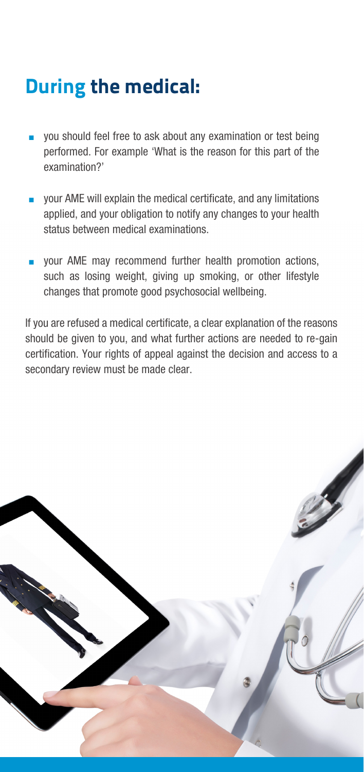## During the medical:

- you should feel free to ask about any examination or test being performed. For example 'What is the reason for this part of the examination?'
- your AME will explain the medical certificate, and any limitations applied, and your obligation to notify any changes to your health status between medical examinations.
- your AME may recommend further health promotion actions, such as losing weight, giving up smoking, or other lifestyle changes that promote good psychosocial wellbeing.

If you are refused a medical certificate, a clear explanation of the reasons should be given to you, and what further actions are needed to re-gain certification. Your rights of appeal against the decision and access to a secondary review must be made clear.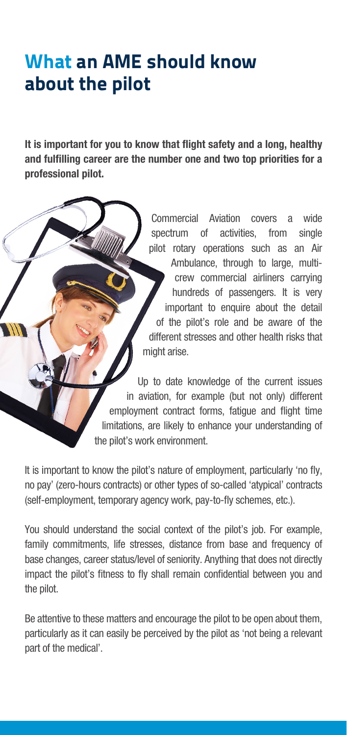# What an AME should know about the pilot

**It is important for you to know that flight safety and a long, healthy and fulfilling career are the number one and two top priorities for a professional pilot.**

Commercial Aviation covers a wide spectrum of activities, from single pilot rotary operations such as an Air Ambulance, through to large, multi-crew commercial airliners carrying hundreds of passengers. It is very important to enquire about the detail of the pilot's role and be aware of the different stresses and other health risks that might arise.

Up to date knowledge of the current issues in aviation, for example (but not only) different employment contract forms, fatigue and flight time limitations, are likely to enhance your understanding of the pilot's work environment.

It is important to know the pilot's nature of employment, particularly 'no fly, no pay' (zero-hours contracts) or other types of so-called 'atypical' contracts (self-employment, temporary agency work, pay-to-fly schemes, etc.).

You should understand the social context of the pilot's job. For example, family commitments, life stresses, distance from base and frequency of base changes, career status/level of seniority. Anything that does not directly impact the pilot's fitness to fly shall remain confidential between you and the pilot.

Be attentive to these matters and encourage the pilot to be open about them, particularly as it can easily be perceived by the pilot as 'not being a relevant part of the medical'.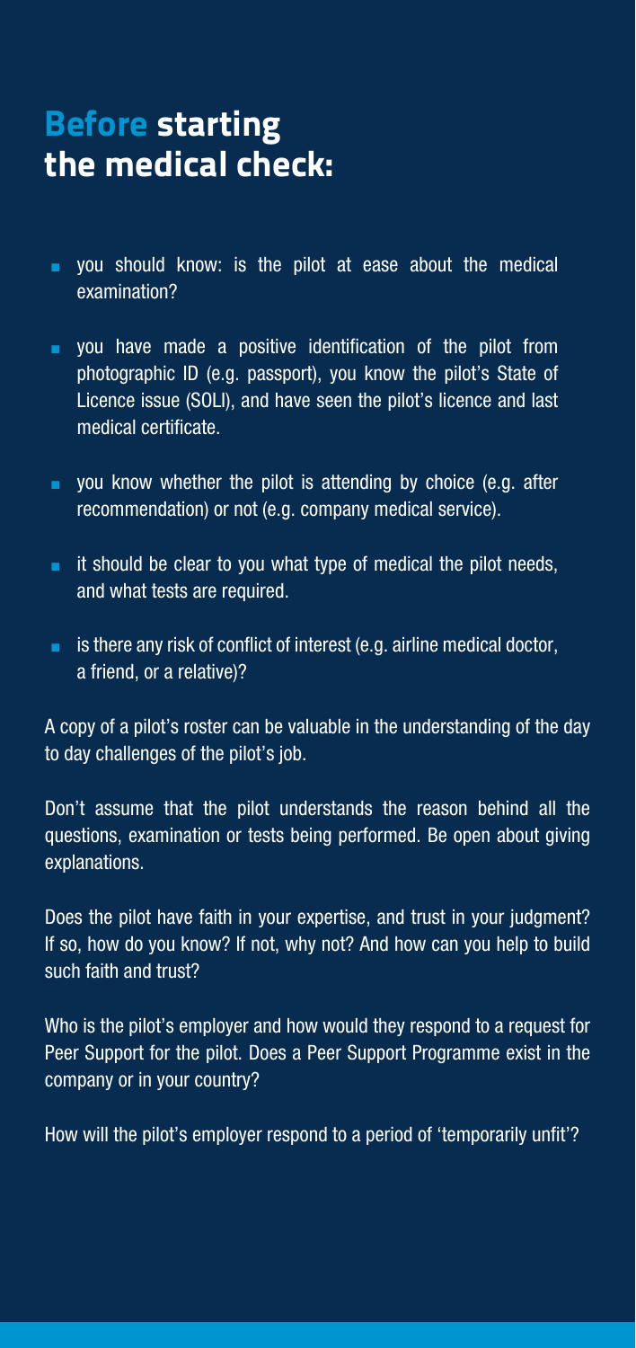## Before starting the medical check:

- you should know: is the pilot at ease about the medical examination?
- you have made a positive identification of the pilot from photographic ID (e.g. passport), you know the pilot's State of Licence issue (SOLI), and have seen the pilot's licence and last medical certificate.
- you know whether the pilot is attending by choice (e.g. after recommendation) or not (e.g. company medical service).
- it should be clear to you what type of medical the pilot needs, and what tests are required.
- is there any risk of conflict of interest (e.g. airline medical doctor, a friend, or a relative)?

A copy of a pilot's roster can be valuable in the understanding of the day to day challenges of the pilot's job.

Don't assume that the pilot understands the reason behind all the questions, examination or tests being performed. Be open about giving explanations.

Does the pilot have faith in your expertise, and trust in your judgment? If so, how do you know? If not, why not? And how can you help to build such faith and trust?

Who is the pilot's employer and how would they respond to a request for Peer Support for the pilot. Does a Peer Support Programme exist in the company or in your country?

How will the pilot's employer respond to a period of 'temporarily unfit'?